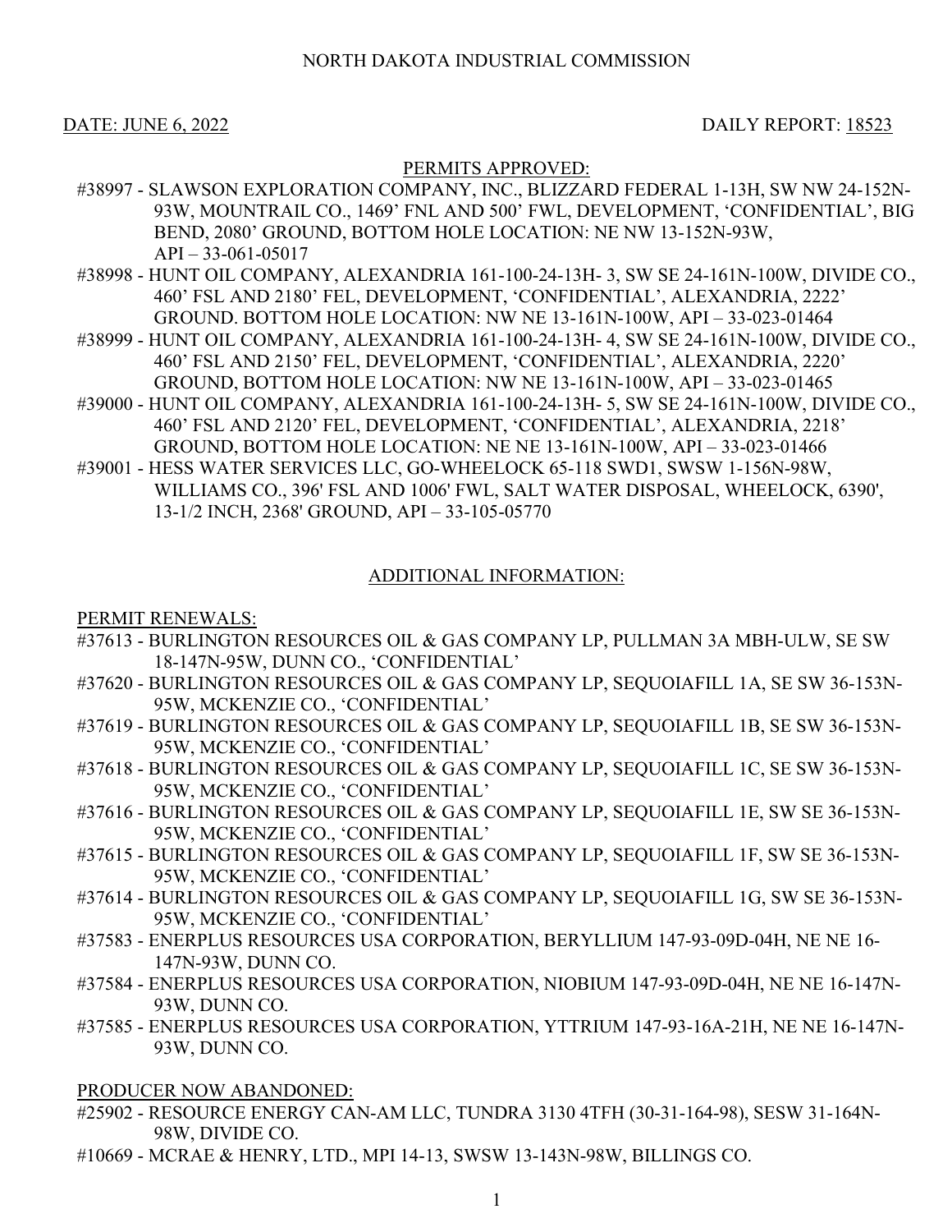NORTH DAKOTA INDUSTRIAL COMMISSION

DATE: JUNE 6, 2022 DAILY REPORT: 18523

PERMITS APPROVED:

#38997 - SLAWSON EXPLORATION COMPANY, INC., BLIZZARD FEDERAL 1-13H, SW NW 24-152N-93W, MOUNTRAIL CO., 1469' FNL AND 500' FWL, DEVELOPMENT, 'CONFIDENTIAL', BIG BEND, 2080' GROUND, BOTTOM HOLE LOCATION: NE NW 13-152N-93W, API – 33-061-05017

#38998 - HUNT OIL COMPANY, ALEXANDRIA 161-100-24-13H- 3, SW SE 24-161N-100W, DIVIDE CO., 460' FSL AND 2180' FEL, DEVELOPMENT, 'CONFIDENTIAL', ALEXANDRIA, 2222' GROUND. BOTTOM HOLE LOCATION: NW NE 13-161N-100W, API – 33-023-01464

#38999 - HUNT OIL COMPANY, ALEXANDRIA 161-100-24-13H- 4, SW SE 24-161N-100W, DIVIDE CO., 460' FSL AND 2150' FEL, DEVELOPMENT, 'CONFIDENTIAL', ALEXANDRIA, 2220' GROUND, BOTTOM HOLE LOCATION: NW NE 13-161N-100W, API – 33-023-01465

#39000 - HUNT OIL COMPANY, ALEXANDRIA 161-100-24-13H- 5, SW SE 24-161N-100W, DIVIDE CO., 460' FSL AND 2120' FEL, DEVELOPMENT, 'CONFIDENTIAL', ALEXANDRIA, 2218' GROUND, BOTTOM HOLE LOCATION: NE NE 13-161N-100W, API – 33-023-01466

#39001 - HESS WATER SERVICES LLC, GO-WHEELOCK 65-118 SWD1, SWSW 1-156N-98W, WILLIAMS CO., 396' FSL AND 1006' FWL, SALT WATER DISPOSAL, WHEELOCK, 6390', 13-1/2 INCH, 2368' GROUND, API – 33-105-05770

ADDITIONAL INFORMATION:

PERMIT RENEWALS:

#37613 - BURLINGTON RESOURCES OIL & GAS COMPANY LP, PULLMAN 3A MBH-ULW, SE SW 18-147N-95W, DUNN CO., 'CONFIDENTIAL'

#37620 - BURLINGTON RESOURCES OIL & GAS COMPANY LP, SEQUOIAFILL 1A, SE SW 36-153N-95W, MCKENZIE CO., 'CONFIDENTIAL'

#37619 - BURLINGTON RESOURCES OIL & GAS COMPANY LP, SEQUOIAFILL 1B, SE SW 36-153N-95W, MCKENZIE CO., 'CONFIDENTIAL'

#37618 - BURLINGTON RESOURCES OIL & GAS COMPANY LP, SEQUOIAFILL 1C, SE SW 36-153N-95W, MCKENZIE CO., 'CONFIDENTIAL'

#37616 - BURLINGTON RESOURCES OIL & GAS COMPANY LP, SEQUOIAFILL 1E, SW SE 36-153N-95W, MCKENZIE CO., 'CONFIDENTIAL'

#37615 - BURLINGTON RESOURCES OIL & GAS COMPANY LP, SEQUOIAFILL 1F, SW SE 36-153N-95W, MCKENZIE CO., 'CONFIDENTIAL'

#37614 - BURLINGTON RESOURCES OIL & GAS COMPANY LP, SEQUOIAFILL 1G, SW SE 36-153N-95W, MCKENZIE CO., 'CONFIDENTIAL'

#37583 - ENERPLUS RESOURCES USA CORPORATION, BERYLLIUM 147-93-09D-04H, NE NE 16-147N-93W, DUNN CO.

#37584 - ENERPLUS RESOURCES USA CORPORATION, NIOBIUM 147-93-09D-04H, NE NE 16-147N-93W, DUNN CO.

#37585 - ENERPLUS RESOURCES USA CORPORATION, YTTRIUM 147-93-16A-21H, NE NE 16-147N-93W, DUNN CO.

PRODUCER NOW ABANDONED:

#25902 - RESOURCE ENERGY CAN-AM LLC, TUNDRA 3130 4TFH (30-31-164-98), SESW 31-164N-98W, DIVIDE CO.

#10669 - MCRAE & HENRY, LTD., MPI 14-13, SWSW 13-143N-98W, BILLINGS CO.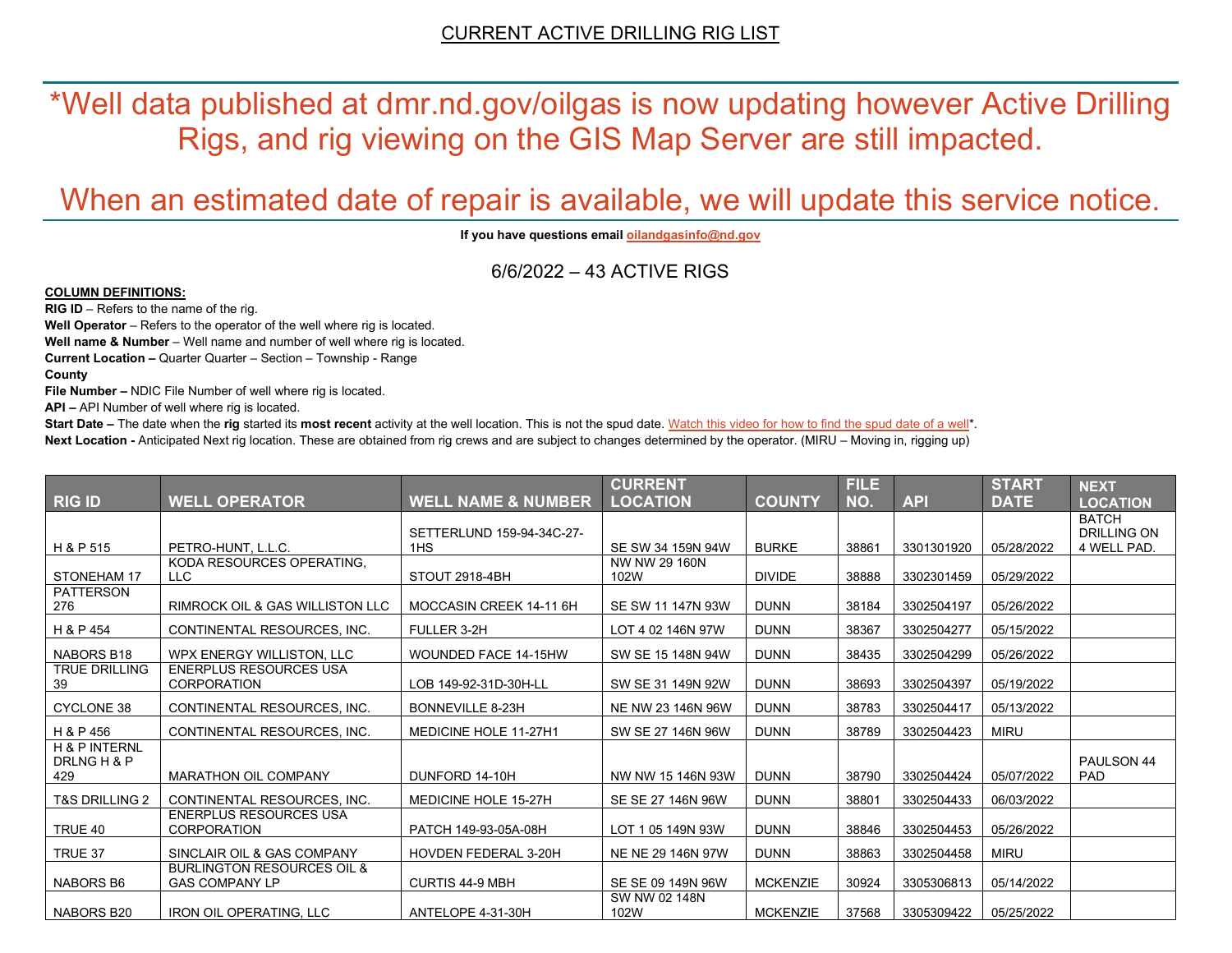CURRENT ACTIVE DRILLING RIG LIST

*Well data published at dmr.nd.gov/oilgas is now updating however Active Drilling Rigs, and rig viewing on the GIS Map Server are still impacted.

When an estimated date of repair is available, we will update this service notice.

**If you have questions email oilandgasinfo@nd.gov**

6/6/2022 – 43 ACTIVE RIGS

**COLUMN DEFINITIONS:**

**RIG ID** – Refers to the name of the rig.

**Well Operator** – Refers to the operator of the well where rig is located.

**Well name & Number** – Well name and number of well where rig is located.

**Current Location –** Quarter Quarter – Section – Township - Range

**County**

**File Number –** NDIC File Number of well where rig is located.

**API –** API Number of well where rig is located.

**Start Date –** The date when the **rig** started its **most recent** activity at the well location. This is not the spud date. Watch this video for how to find the spud date of a well*.

**Next Location -** Anticipated Next rig location. These are obtained from rig crews and are subject to changes determined by the operator. (MIRU – Moving in, rigging up)

| RIG ID | WELL OPERATOR | WELL NAME & NUMBER | CURRENT LOCATION | COUNTY | FILE NO. | API | START DATE | NEXT LOCATION |
|---|---|---|---|---|---|---|---|---|
| H & P 515 | PETRO-HUNT, L.L.C. | SETTERLUND 159-94-34C-27-1HS | SE SW 34 159N 94W | BURKE | 38861 | 3301301920 | 05/28/2022 | BATCH DRILLING ON 4 WELL PAD. |
| STONEHAM 17 | KODA RESOURCES OPERATING, LLC | STOUT 2918-4BH | NW NW 29 160N 102W | DIVIDE | 38888 | 3302301459 | 05/29/2022 | |
| PATTERSON 276 | RIMROCK OIL & GAS WILLISTON LLC | MOCCASIN CREEK 14-11 6H | SE SW 11 147N 93W | DUNN | 38184 | 3302504197 | 05/26/2022 | |
| H & P 454 | CONTINENTAL RESOURCES, INC. | FULLER 3-2H | LOT 4 02 146N 97W | DUNN | 38367 | 3302504277 | 05/15/2022 | |
| NABORS B18 | WPX ENERGY WILLISTON, LLC | WOUNDED FACE 14-15HW | SW SE 15 148N 94W | DUNN | 38435 | 3302504299 | 05/26/2022 | |
| TRUE DRILLING 39 | ENERPLUS RESOURCES USA CORPORATION | LOB 149-92-31D-30H-LL | SW SE 31 149N 92W | DUNN | 38693 | 3302504397 | 05/19/2022 | |
| CYCLONE 38 | CONTINENTAL RESOURCES, INC. | BONNEVILLE 8-23H | NE NW 23 146N 96W | DUNN | 38783 | 3302504417 | 05/13/2022 | |
| H & P 456 | CONTINENTAL RESOURCES, INC. | MEDICINE HOLE 11-27H1 | SW SE 27 146N 96W | DUNN | 38789 | 3302504423 | MIRU | |
| H & P INTERNL DRLNG H & P 429 | MARATHON OIL COMPANY | DUNFORD 14-10H | NW NW 15 146N 93W | DUNN | 38790 | 3302504424 | 05/07/2022 | PAULSON 44 PAD |
| T&S DRILLING 2 | CONTINENTAL RESOURCES, INC. | MEDICINE HOLE 15-27H | SE SE 27 146N 96W | DUNN | 38801 | 3302504433 | 06/03/2022 | |
| TRUE 40 | ENERPLUS RESOURCES USA CORPORATION | PATCH 149-93-05A-08H | LOT 1 05 149N 93W | DUNN | 38846 | 3302504453 | 05/26/2022 | |
| TRUE 37 | SINCLAIR OIL & GAS COMPANY | HOVDEN FEDERAL 3-20H | NE NE 29 146N 97W | DUNN | 38863 | 3302504458 | MIRU | |
| NABORS B6 | BURLINGTON RESOURCES OIL & GAS COMPANY LP | CURTIS 44-9 MBH | SE SE 09 149N 96W | MCKENZIE | 30924 | 3305306813 | 05/14/2022 | |
| NABORS B20 | IRON OIL OPERATING, LLC | ANTELOPE 4-31-30H | SW NW 02 148N 102W | MCKENZIE | 37568 | 3305309422 | 05/25/2022 | |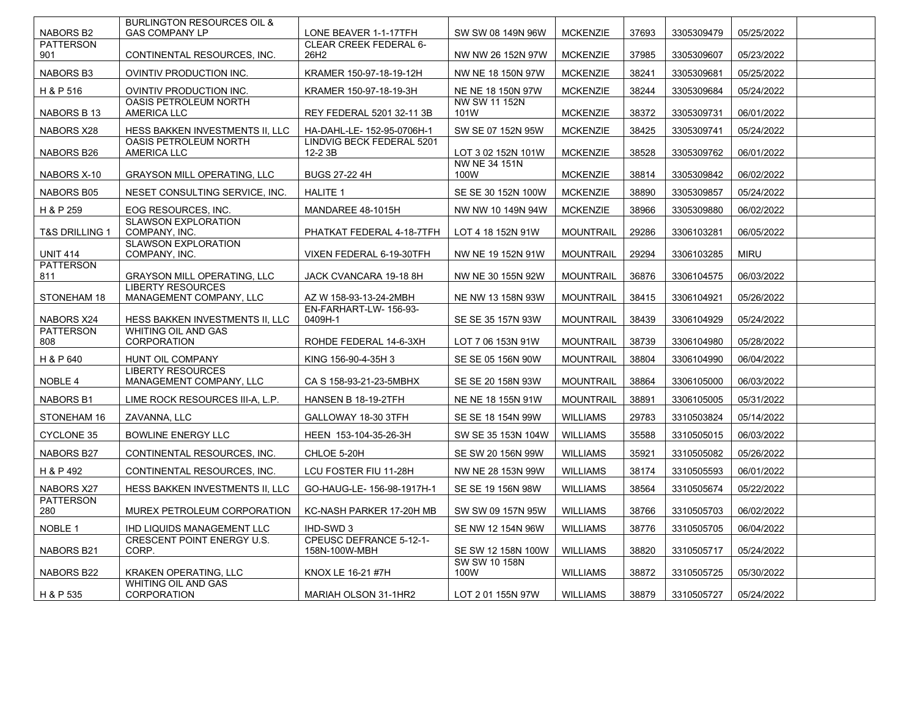| | | | | | | | | |
|---|---|---|---|---|---|---|---|---|
| NABORS B2 | BURLINGTON RESOURCES OIL & GAS COMPANY LP | LONE BEAVER 1-1-17TFH | SW SW 08 149N 96W | MCKENZIE | 37693 | 3305309479 | 05/25/2022 | |
| PATTERSON 901 | CONTINENTAL RESOURCES, INC. | CLEAR CREEK FEDERAL 6-26H2 | NW NW 26 152N 97W | MCKENZIE | 37985 | 3305309607 | 05/23/2022 | |
| NABORS B3 | OVINTIV PRODUCTION INC. | KRAMER 150-97-18-19-12H | NW NE 18 150N 97W | MCKENZIE | 38241 | 3305309681 | 05/25/2022 | |
| H & P 516 | OVINTIV PRODUCTION INC. | KRAMER 150-97-18-19-3H | NE NE 18 150N 97W | MCKENZIE | 38244 | 3305309684 | 05/24/2022 | |
| NABORS B 13 | OASIS PETROLEUM NORTH AMERICA LLC | REY FEDERAL 5201 32-11 3B | NW SW 11 152N 101W | MCKENZIE | 38372 | 3305309731 | 06/01/2022 | |
| NABORS X28 | HESS BAKKEN INVESTMENTS II, LLC | HA-DAHL-LE- 152-95-0706H-1 | SW SE 07 152N 95W | MCKENZIE | 38425 | 3305309741 | 05/24/2022 | |
| NABORS B26 | OASIS PETROLEUM NORTH AMERICA LLC | LINDVIG BECK FEDERAL 5201 12-2 3B | LOT 3 02 152N 101W | MCKENZIE | 38528 | 3305309762 | 06/01/2022 | |
| NABORS X-10 | GRAYSON MILL OPERATING, LLC | BUGS 27-22 4H | NW NE 34 151N 100W | MCKENZIE | 38814 | 3305309842 | 06/02/2022 | |
| NABORS B05 | NESET CONSULTING SERVICE, INC. | HALITE 1 | SE SE 30 152N 100W | MCKENZIE | 38890 | 3305309857 | 05/24/2022 | |
| H & P 259 | EOG RESOURCES, INC. | MANDAREE 48-1015H | NW NW 10 149N 94W | MCKENZIE | 38966 | 3305309880 | 06/02/2022 | |
| T&S DRILLING 1 | SLAWSON EXPLORATION COMPANY, INC. | PHATKAT FEDERAL 4-18-7TFH | LOT 4 18 152N 91W | MOUNTRAIL | 29286 | 3306103281 | 06/05/2022 | |
| UNIT 414 | SLAWSON EXPLORATION COMPANY, INC. | VIXEN FEDERAL 6-19-30TFH | NW NE 19 152N 91W | MOUNTRAIL | 29294 | 3306103285 | MIRU | |
| PATTERSON 811 | GRAYSON MILL OPERATING, LLC | JACK CVANCARA 19-18 8H | NW NE 30 155N 92W | MOUNTRAIL | 36876 | 3306104575 | 06/03/2022 | |
| STONEHAM 18 | LIBERTY RESOURCES MANAGEMENT COMPANY, LLC | AZ W 158-93-13-24-2MBH | NE NW 13 158N 93W | MOUNTRAIL | 38415 | 3306104921 | 05/26/2022 | |
| NABORS X24 | HESS BAKKEN INVESTMENTS II, LLC | EN-FARHART-LW- 156-93-0409H-1 | SE SE 35 157N 93W | MOUNTRAIL | 38439 | 3306104929 | 05/24/2022 | |
| PATTERSON 808 | WHITING OIL AND GAS CORPORATION | ROHDE FEDERAL 14-6-3XH | LOT 7 06 153N 91W | MOUNTRAIL | 38739 | 3306104980 | 05/28/2022 | |
| H & P 640 | HUNT OIL COMPANY | KING 156-90-4-35H 3 | SE SE 05 156N 90W | MOUNTRAIL | 38804 | 3306104990 | 06/04/2022 | |
| NOBLE 4 | LIBERTY RESOURCES MANAGEMENT COMPANY, LLC | CA S 158-93-21-23-5MBHX | SE SE 20 158N 93W | MOUNTRAIL | 38864 | 3306105000 | 06/03/2022 | |
| NABORS B1 | LIME ROCK RESOURCES III-A, L.P. | HANSEN B 18-19-2TFH | NE NE 18 155N 91W | MOUNTRAIL | 38891 | 3306105005 | 05/31/2022 | |
| STONEHAM 16 | ZAVANNA, LLC | GALLOWAY 18-30 3TFH | SE SE 18 154N 99W | WILLIAMS | 29783 | 3310503824 | 05/14/2022 | |
| CYCLONE 35 | BOWLINE ENERGY LLC | HEEN 153-104-35-26-3H | SW SE 35 153N 104W | WILLIAMS | 35588 | 3310505015 | 06/03/2022 | |
| NABORS B27 | CONTINENTAL RESOURCES, INC. | CHLOE 5-20H | SE SW 20 156N 99W | WILLIAMS | 35921 | 3310505082 | 05/26/2022 | |
| H & P 492 | CONTINENTAL RESOURCES, INC. | LCU FOSTER FIU 11-28H | NW NE 28 153N 99W | WILLIAMS | 38174 | 3310505593 | 06/01/2022 | |
| NABORS X27 | HESS BAKKEN INVESTMENTS II, LLC | GO-HAUG-LE- 156-98-1917H-1 | SE SE 19 156N 98W | WILLIAMS | 38564 | 3310505674 | 05/22/2022 | |
| PATTERSON 280 | MUREX PETROLEUM CORPORATION | KC-NASH PARKER 17-20H MB | SW SW 09 157N 95W | WILLIAMS | 38766 | 3310505703 | 06/02/2022 | |
| NOBLE 1 | IHD LIQUIDS MANAGEMENT LLC | IHD-SWD 3 | SE NW 12 154N 96W | WILLIAMS | 38776 | 3310505705 | 06/04/2022 | |
| NABORS B21 | CRESCENT POINT ENERGY U.S. CORP. | CPEUSC DEFRANCE 5-12-1-158N-100W-MBH | SE SW 12 158N 100W | WILLIAMS | 38820 | 3310505717 | 05/24/2022 | |
| NABORS B22 | KRAKEN OPERATING, LLC | KNOX LE 16-21 #7H | SW SW 10 158N 100W | WILLIAMS | 38872 | 3310505725 | 05/30/2022 | |
| H & P 535 | WHITING OIL AND GAS CORPORATION | MARIAH OLSON 31-1HR2 | LOT 2 01 155N 97W | WILLIAMS | 38879 | 3310505727 | 05/24/2022 | |